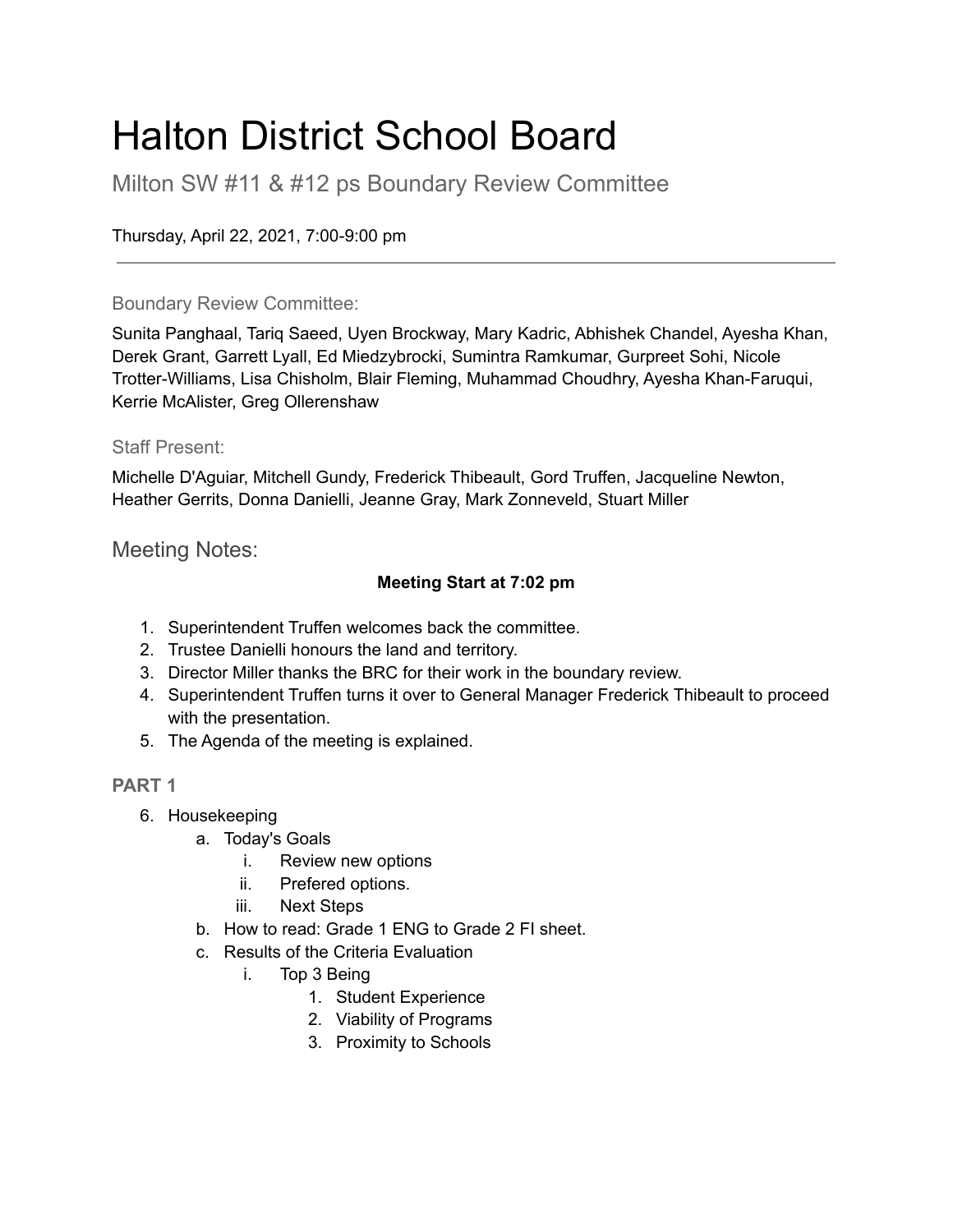# Halton District School Board

Milton SW #11 & #12 ps Boundary Review Committee

Thursday, April 22, 2021, 7:00-9:00 pm

---

### Boundary Review Committee:

Sunita Panghaal, Tariq Saeed, Uyen Brockway, Mary Kadric, Abhishek Chandel, Ayesha Khan, Derek Grant, Garrett Lyall, Ed Miedzybrocki, Sumintra Ramkumar, Gurpreet Sohi, Nicole Trotter-Williams, Lisa Chisholm, Blair Fleming, Muhammad Choudhry, Ayesha Khan-Faruqui, Kerrie McAlister, Greg Ollerenshaw

### Staff Present:

Michelle D'Aguiar, Mitchell Gundy, Frederick Thibeault, Gord Truffen, Jacqueline Newton, Heather Gerrits, Donna Danielli, Jeanne Gray, Mark Zonneveld, Stuart Miller

## Meeting Notes:

**Meeting Start at 7:02 pm**

1. Superintendent Truffen welcomes back the committee.
2. Trustee Danielli honours the land and territory.
3. Director Miller thanks the BRC for their work in the boundary review.
4. Superintendent Truffen turns it over to General Manager Frederick Thibeault to proceed with the presentation.
5. The Agenda of the meeting is explained.

**PART 1**

6. Housekeeping
    a. Today's Goals
        i. Review new options
        ii. Prefered options.
        iii. Next Steps
    b. How to read: Grade 1 ENG to Grade 2 FI sheet.
    c. Results of the Criteria Evaluation
        i. Top 3 Being
            1. Student Experience
            2. Viability of Programs
            3. Proximity to Schools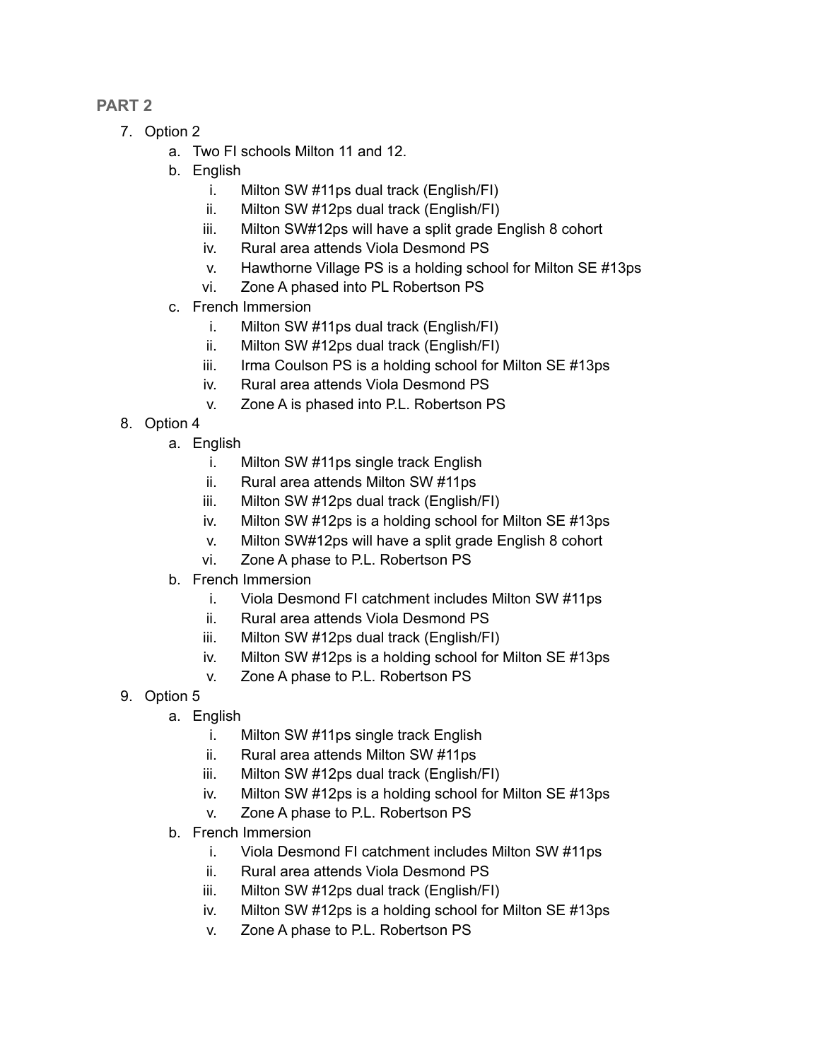## PART 2

7. Option 2
    a. Two FI schools Milton 11 and 12.
    b. English
        i. Milton SW #11ps dual track (English/FI)
        ii. Milton SW #12ps dual track (English/FI)
        iii. Milton SW#12ps will have a split grade English 8 cohort
        iv. Rural area attends Viola Desmond PS
        v. Hawthorne Village PS is a holding school for Milton SE #13ps
        vi. Zone A phased into PL Robertson PS
    c. French Immersion
        i. Milton SW #11ps dual track (English/FI)
        ii. Milton SW #12ps dual track (English/FI)
        iii. Irma Coulson PS is a holding school for Milton SE #13ps
        iv. Rural area attends Viola Desmond PS
        v. Zone A is phased into P.L. Robertson PS
8. Option 4
    a. English
        i. Milton SW #11ps single track English
        ii. Rural area attends Milton SW #11ps
        iii. Milton SW #12ps dual track (English/FI)
        iv. Milton SW #12ps is a holding school for Milton SE #13ps
        v. Milton SW#12ps will have a split grade English 8 cohort
        vi. Zone A phase to P.L. Robertson PS
    b. French Immersion
        i. Viola Desmond FI catchment includes Milton SW #11ps
        ii. Rural area attends Viola Desmond PS
        iii. Milton SW #12ps dual track (English/FI)
        iv. Milton SW #12ps is a holding school for Milton SE #13ps
        v. Zone A phase to P.L. Robertson PS
9. Option 5
    a. English
        i. Milton SW #11ps single track English
        ii. Rural area attends Milton SW #11ps
        iii. Milton SW #12ps dual track (English/FI)
        iv. Milton SW #12ps is a holding school for Milton SE #13ps
        v. Zone A phase to P.L. Robertson PS
    b. French Immersion
        i. Viola Desmond FI catchment includes Milton SW #11ps
        ii. Rural area attends Viola Desmond PS
        iii. Milton SW #12ps dual track (English/FI)
        iv. Milton SW #12ps is a holding school for Milton SE #13ps
        v. Zone A phase to P.L. Robertson PS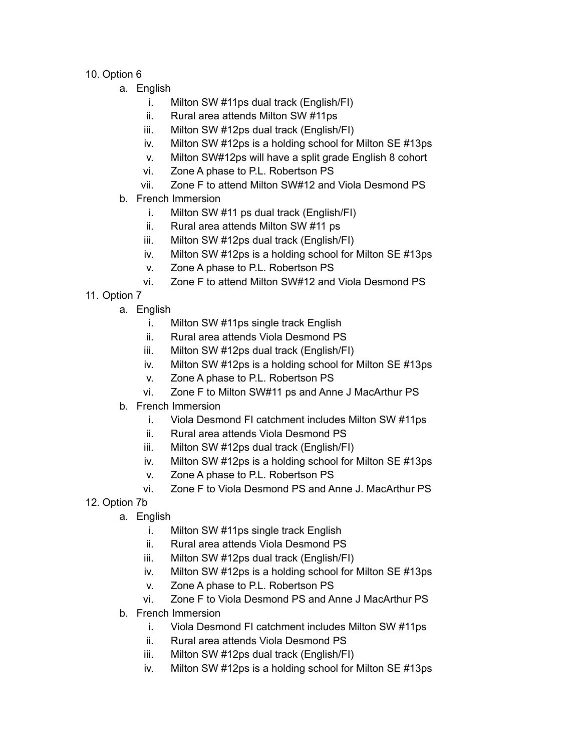10. Option 6
    a. English
        i. Milton SW #11ps dual track (English/FI)
        ii. Rural area attends Milton SW #11ps
        iii. Milton SW #12ps dual track (English/FI)
        iv. Milton SW #12ps is a holding school for Milton SE #13ps
        v. Milton SW#12ps will have a split grade English 8 cohort
        vi. Zone A phase to P.L. Robertson PS
        vii. Zone F to attend Milton SW#12 and Viola Desmond PS
    b. French Immersion
        i. Milton SW #11 ps dual track (English/FI)
        ii. Rural area attends Milton SW #11 ps
        iii. Milton SW #12ps dual track (English/FI)
        iv. Milton SW #12ps is a holding school for Milton SE #13ps
        v. Zone A phase to P.L. Robertson PS
        vi. Zone F to attend Milton SW#12 and Viola Desmond PS
11. Option 7
    a. English
        i. Milton SW #11ps single track English
        ii. Rural area attends Viola Desmond PS
        iii. Milton SW #12ps dual track (English/FI)
        iv. Milton SW #12ps is a holding school for Milton SE #13ps
        v. Zone A phase to P.L. Robertson PS
        vi. Zone F to Milton SW#11 ps and Anne J MacArthur PS
    b. French Immersion
        i. Viola Desmond FI catchment includes Milton SW #11ps
        ii. Rural area attends Viola Desmond PS
        iii. Milton SW #12ps dual track (English/FI)
        iv. Milton SW #12ps is a holding school for Milton SE #13ps
        v. Zone A phase to P.L. Robertson PS
        vi. Zone F to Viola Desmond PS and Anne J. MacArthur PS
12. Option 7b
    a. English
        i. Milton SW #11ps single track English
        ii. Rural area attends Viola Desmond PS
        iii. Milton SW #12ps dual track (English/FI)
        iv. Milton SW #12ps is a holding school for Milton SE #13ps
        v. Zone A phase to P.L. Robertson PS
        vi. Zone F to Viola Desmond PS and Anne J MacArthur PS
    b. French Immersion
        i. Viola Desmond FI catchment includes Milton SW #11ps
        ii. Rural area attends Viola Desmond PS
        iii. Milton SW #12ps dual track (English/FI)
        iv. Milton SW #12ps is a holding school for Milton SE #13ps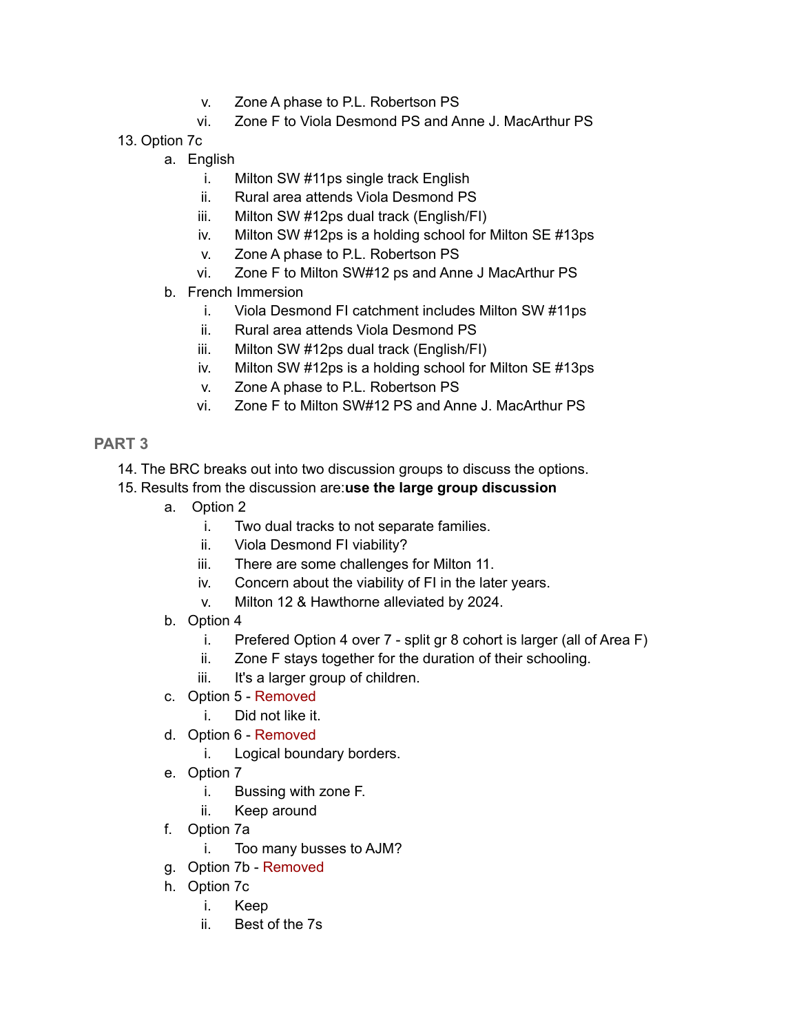v. Zone A phase to P.L. Robertson PS
   vi. Zone F to Viola Desmond PS and Anne J. MacArthur PS

13. Option 7c
   a. English
      i. Milton SW #11ps single track English
      ii. Rural area attends Viola Desmond PS
      iii. Milton SW #12ps dual track (English/FI)
      iv. Milton SW #12ps is a holding school for Milton SE #13ps
      v. Zone A phase to P.L. Robertson PS
      vi. Zone F to Milton SW#12 ps and Anne J MacArthur PS
   b. French Immersion
      i. Viola Desmond FI catchment includes Milton SW #11ps
      ii. Rural area attends Viola Desmond PS
      iii. Milton SW #12ps dual track (English/FI)
      iv. Milton SW #12ps is a holding school for Milton SE #13ps
      v. Zone A phase to P.L. Robertson PS
      vi. Zone F to Milton SW#12 PS and Anne J. MacArthur PS

## PART 3

14. The BRC breaks out into two discussion groups to discuss the options.
15. Results from the discussion are:**use the large group discussion**
   a. Option 2
      i. Two dual tracks to not separate families.
      ii. Viola Desmond FI viability?
      iii. There are some challenges for Milton 11.
      iv. Concern about the viability of FI in the later years.
      v. Milton 12 & Hawthorne alleviated by 2024.
   b. Option 4
      i. Prefered Option 4 over 7 - split gr 8 cohort is larger (all of Area F)
      ii. Zone F stays together for the duration of their schooling.
      iii. It's a larger group of children.
   c. Option 5 - Removed
      i. Did not like it.
   d. Option 6 - Removed
      i. Logical boundary borders.
   e. Option 7
      i. Bussing with zone F.
      ii. Keep around
   f. Option 7a
      i. Too many busses to AJM?
   g. Option 7b - Removed
   h. Option 7c
      i. Keep
      ii. Best of the 7s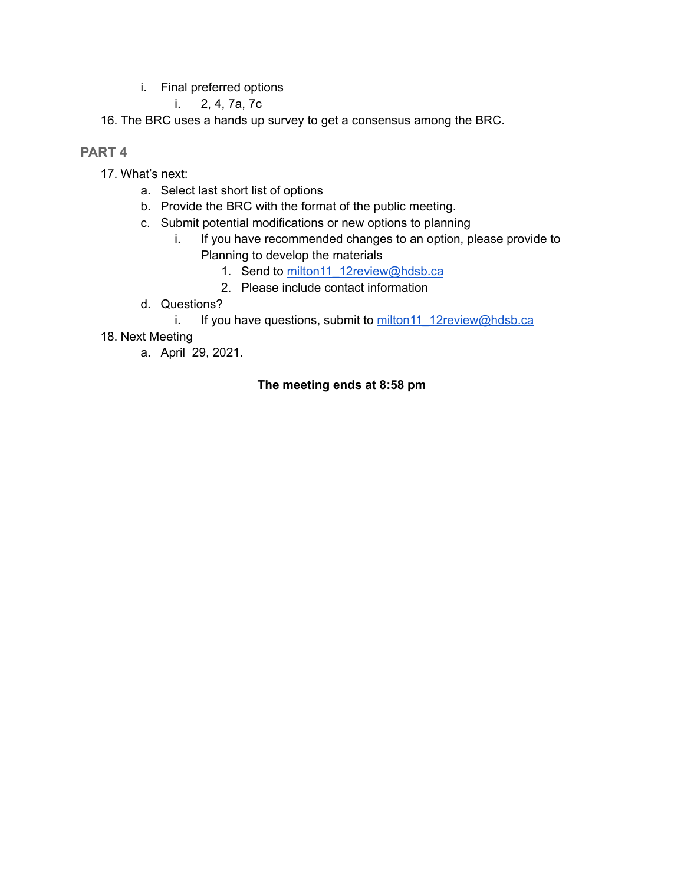i. Final preferred options
    i. 2, 4, 7a, 7c

16. The BRC uses a hands up survey to get a consensus among the BRC.

## PART 4

17. What's next:
    a. Select last short list of options
    b. Provide the BRC with the format of the public meeting.
    c. Submit potential modifications or new options to planning
        i. If you have recommended changes to an option, please provide to Planning to develop the materials
            1. Send to milton11_12review@hdsb.ca
            2. Please include contact information
    d. Questions?
        i. If you have questions, submit to milton11_12review@hdsb.ca
18. Next Meeting
    a. April 29, 2021.

**The meeting ends at 8:58 pm**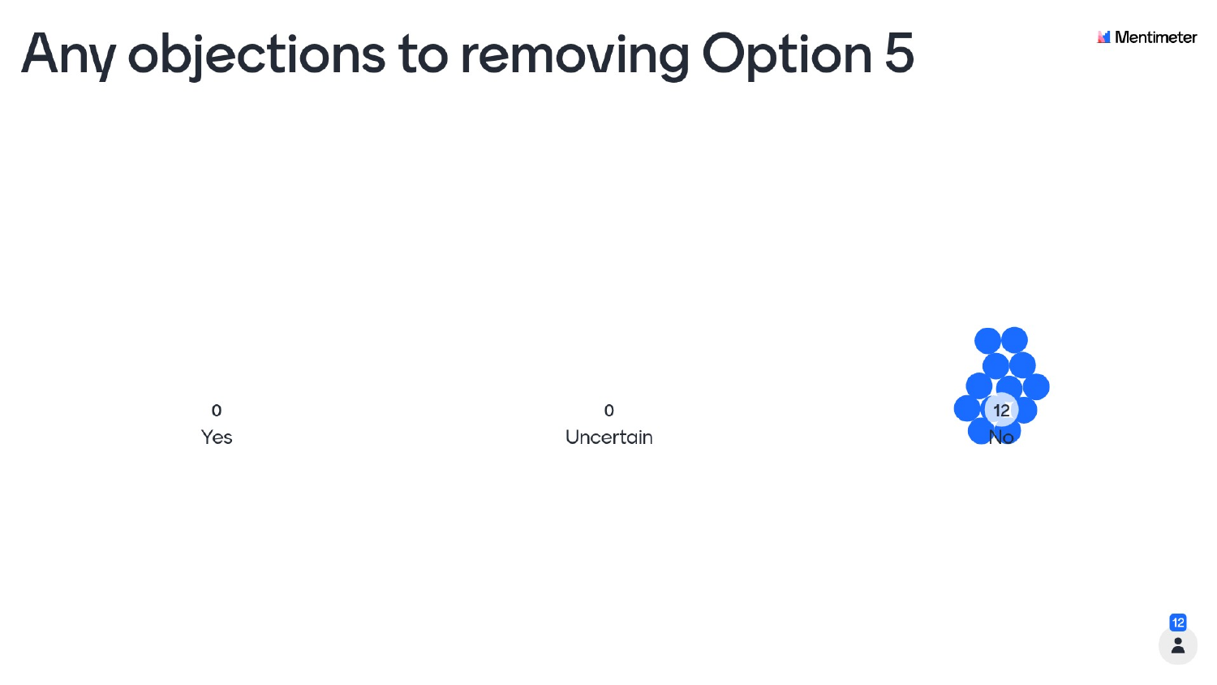# Any objections to removing Option 5

| Yes | Uncertain | No |
| --- | --- | --- |
| 0 | 0 | 12 |

12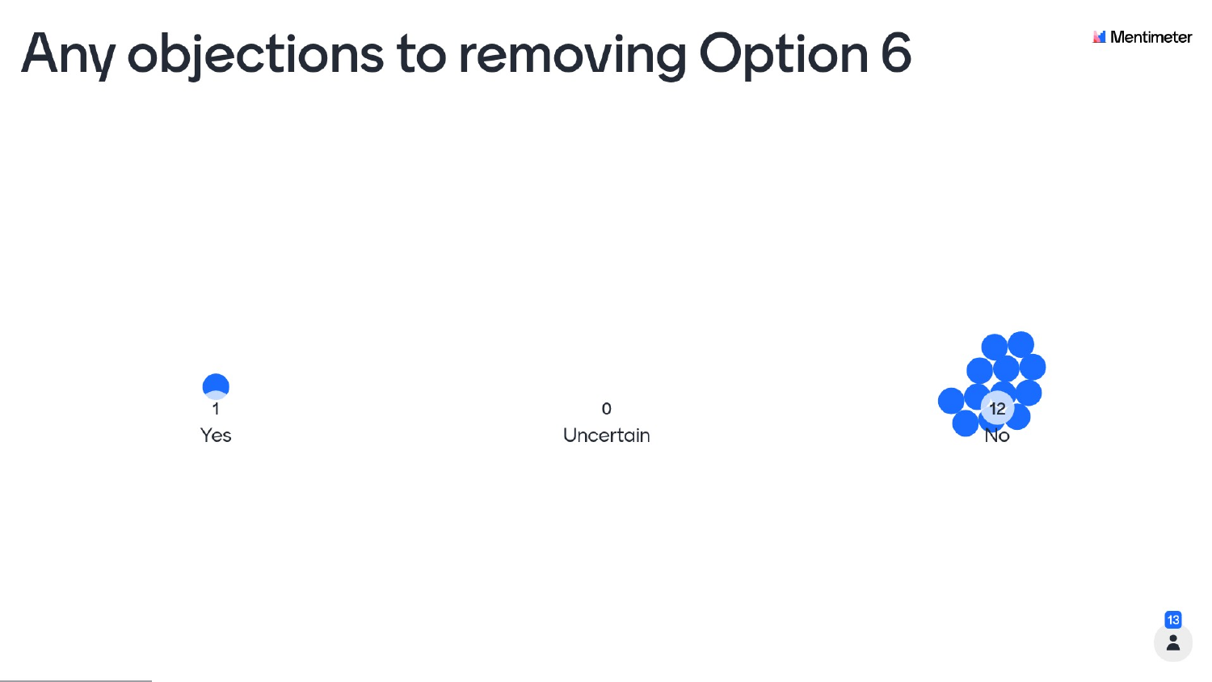# Any objections to removing Option 6

| Yes | Uncertain | No |
| --- | --- | --- |
| 1 | 0 | 12 |

13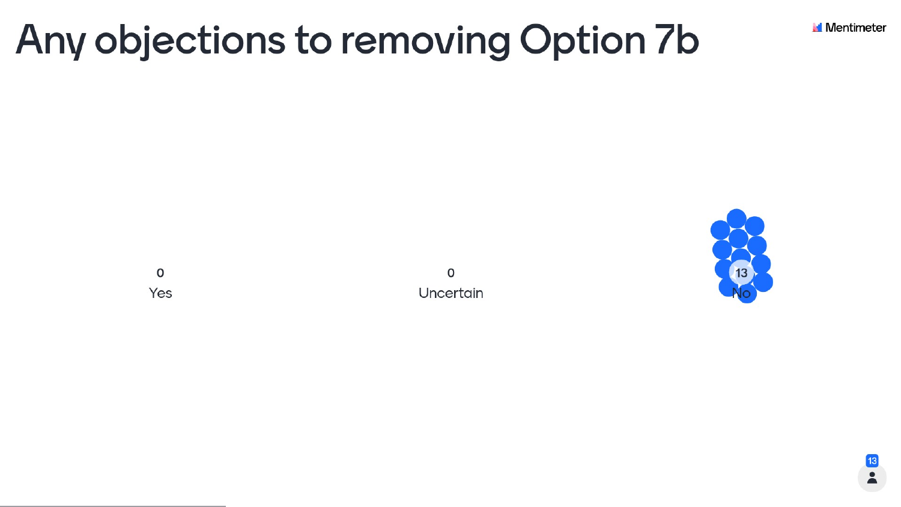# Any objections to removing Option 7b

| Yes | Uncertain | No |
|---|---|---|
| 0 | 0 | 13 |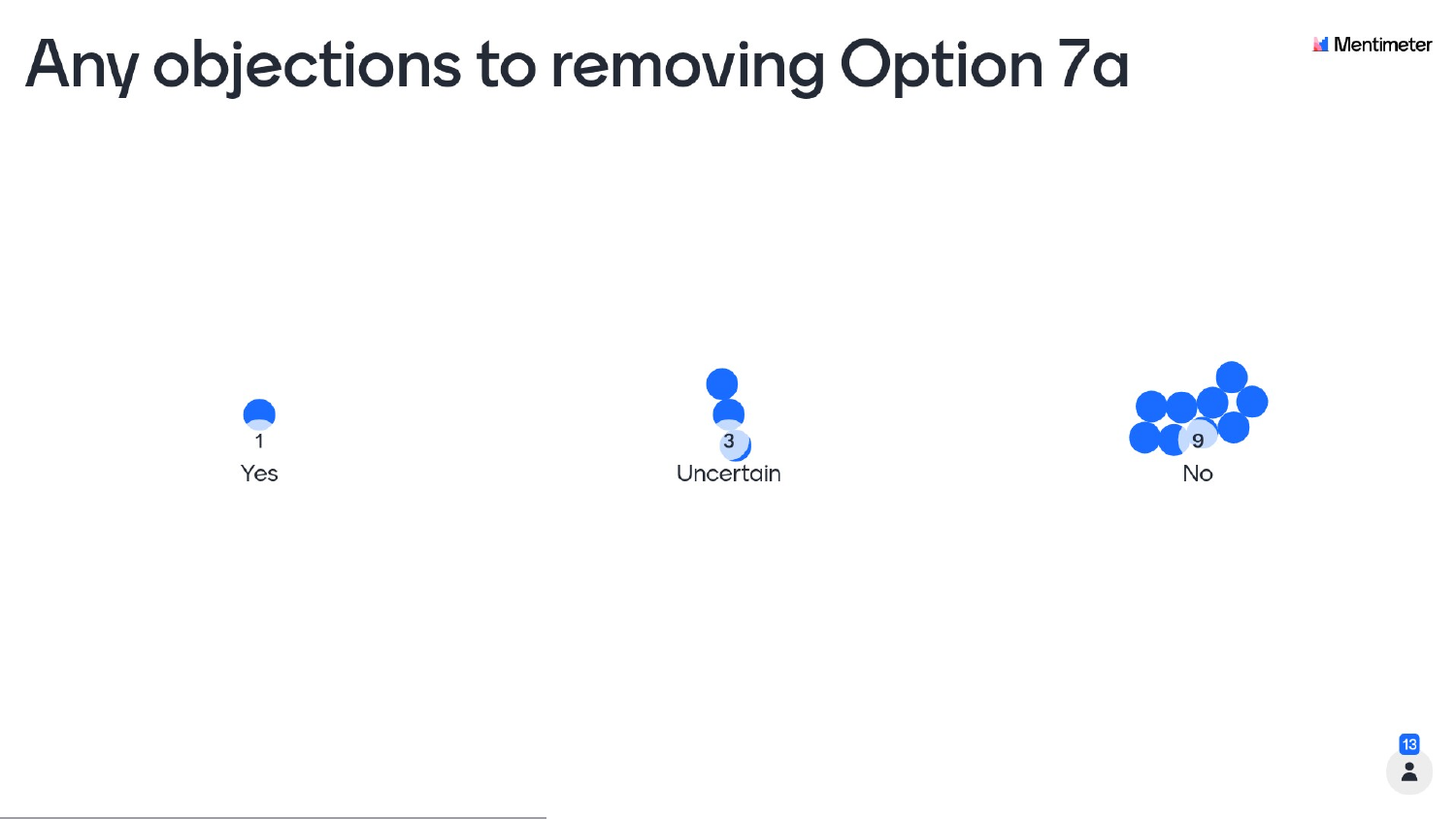# Any objections to removing Option 7a

| Yes | Uncertain | No |
| --- | --- | --- |
| 1 | 3 | 9 |

13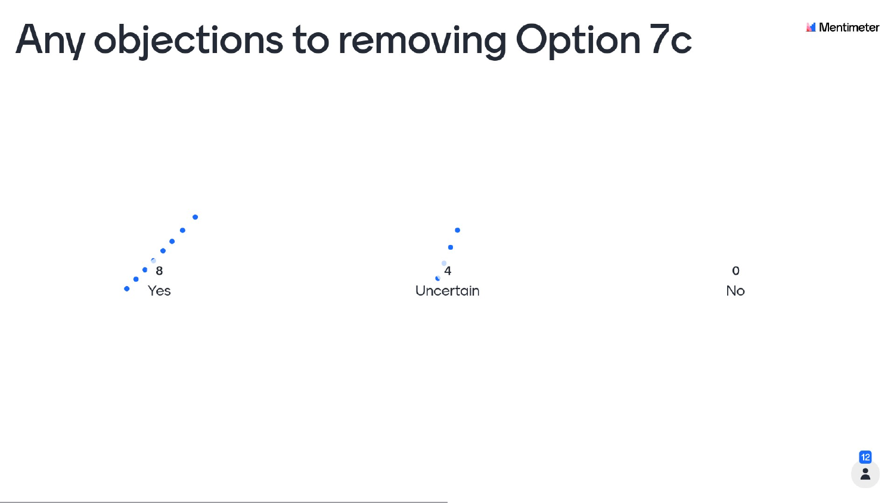# Any objections to removing Option 7c

| Yes | Uncertain | No |
| --- | --- | --- |
| 8 | 4 | 0 |

12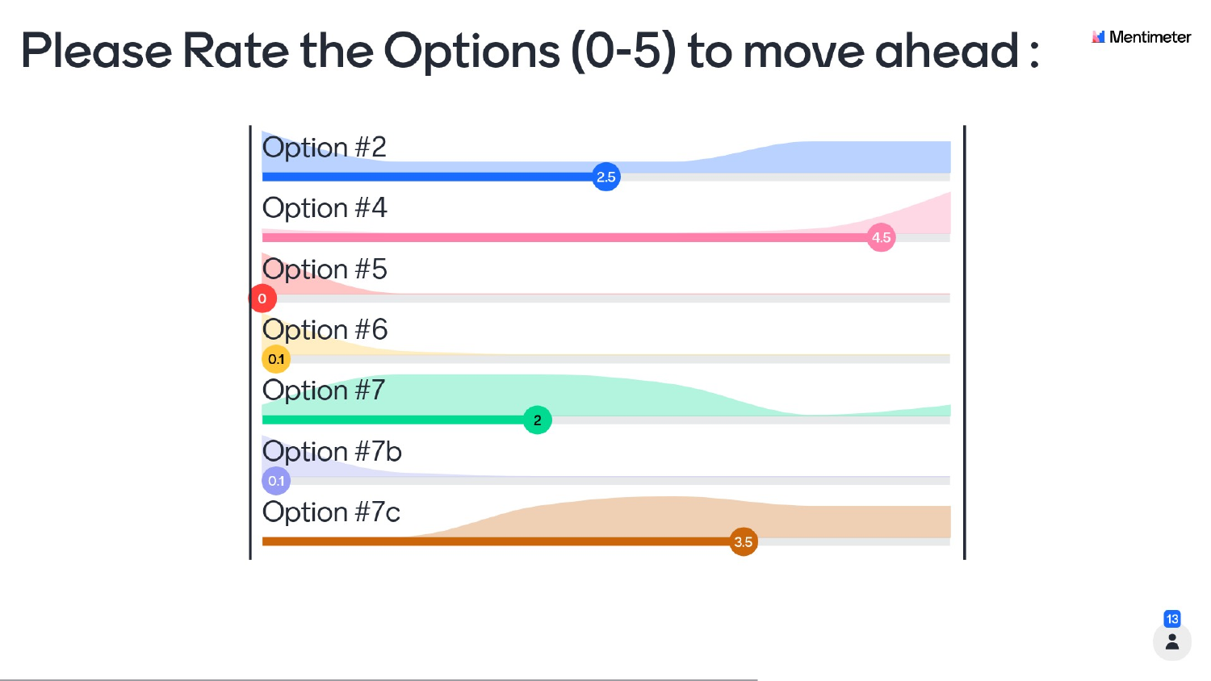# Please Rate the Options (0-5) to move ahead :

| Option | Rating |
| --- | --- |
| Option #2 | 2.5 |
| Option #4 | 4.5 |
| Option #5 | 0 |
| Option #6 | 0.1 |
| Option #7 | 2 |
| Option #7b | 0.1 |
| Option #7c | 3.5 |

13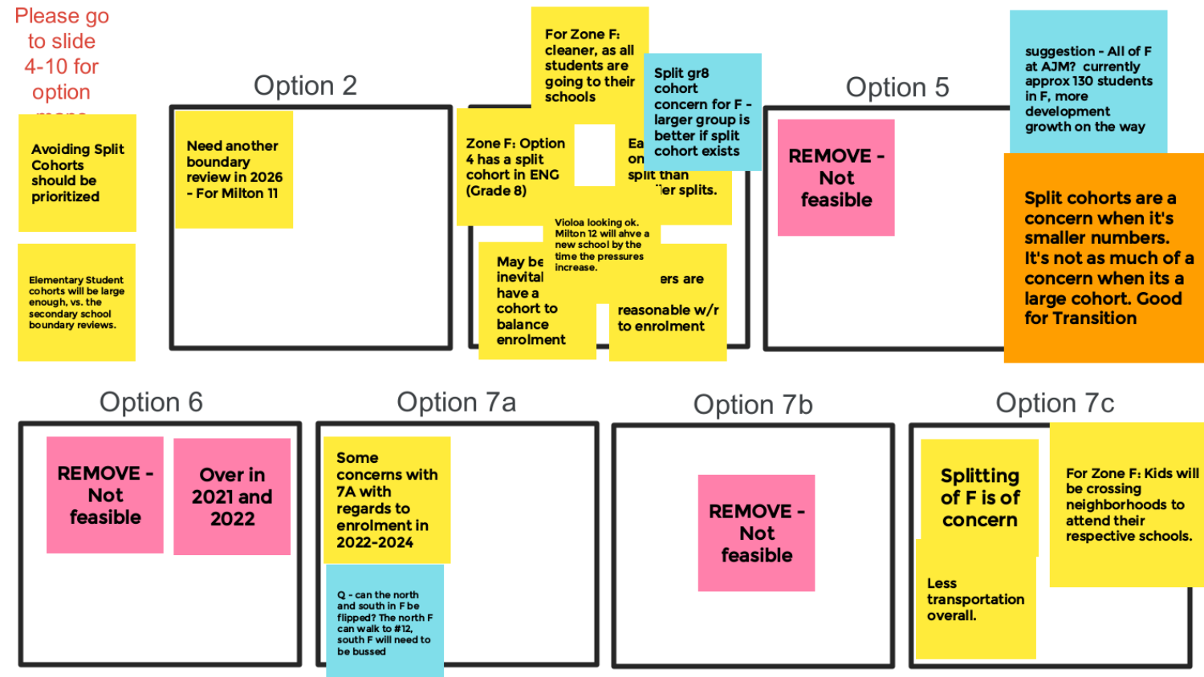Please go to slide 4-10 for option maps

Avoiding Split Cohorts should be prioritized

Elementary Student cohorts will be large enough, vs. the secondary school boundary reviews.

## Option 2

Need another boundary review in 2026 - For Milton 11

For Zone F: cleaner, as all students are going to their schools

Zone F: Option 4 has a split cohort in ENG (Grade 8)

Ea... on... split than ...er splits.

Split gr8 cohort concern for F - larger group is better if split cohort exists

Violoa looking ok. Milton 12 will ahve a new school by the time the pressures increase.

May be inevital... have a cohort to balance enrolment

...ers are reasonable w/r to enrolment

## Option 5

REMOVE - Not feasible

suggestion - All of F at AJM? currently approx 130 students in F, more development growth on the way

Split cohorts are a concern when it's smaller numbers. It's not as much of a concern when its a large cohort. Good for Transition

## Option 6

REMOVE - Not feasible

Over in 2021 and 2022

## Option 7a

Some concerns with 7A with regards to enrolment in 2022-2024

Q - can the north and south in F be flipped? The north F can walk to #12, south F will need to be bussed

## Option 7b

REMOVE - Not feasible

## Option 7c

Splitting of F is of concern

Less transportation overall.

For Zone F: Kids will be crossing neighborhoods to attend their respective schools.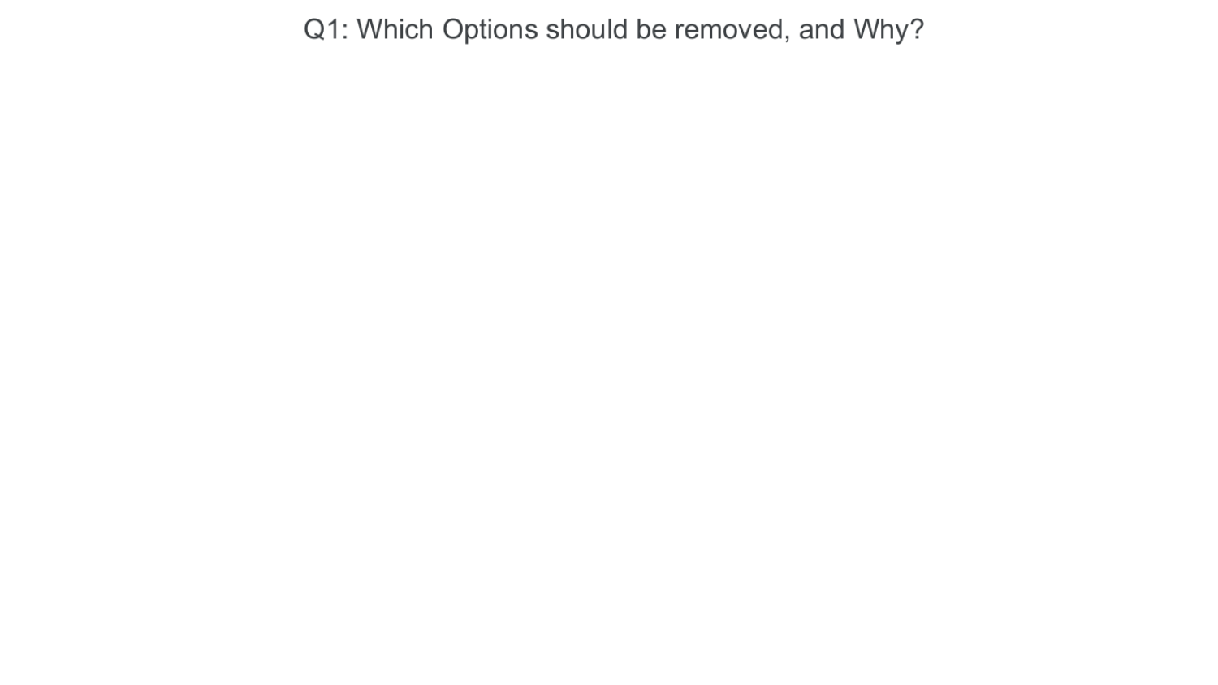# Q1: Which Options should be removed, and Why?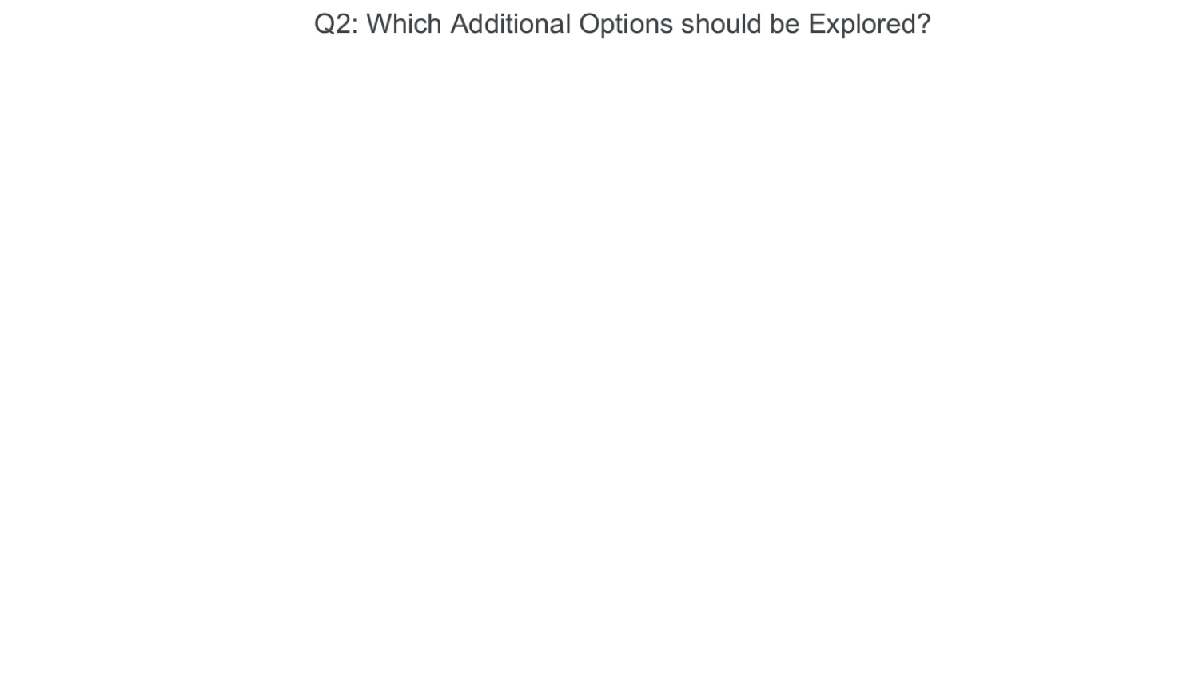# Q2: Which Additional Options should be Explored?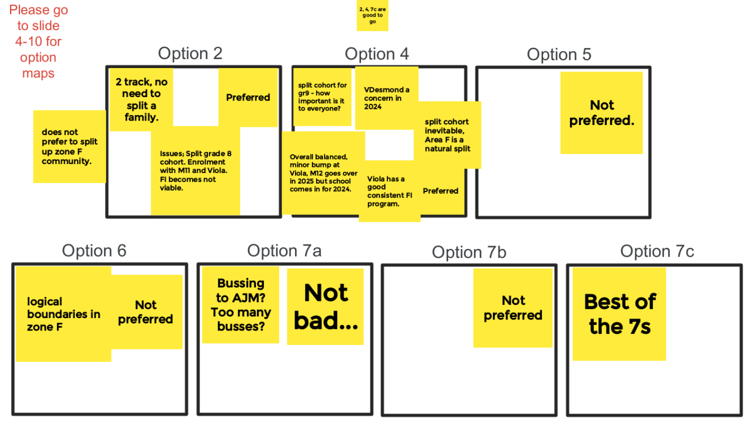Please go to slide 4-10 for option maps

2, 4, 7c are good to go

## Option 2

- 2 track, no need to split a family.
- Preferred
- Issues; Split grade 8 cohort. Enrolment with M11 and Viola. FI becomes not viable.
- does not prefer to split up zone F community.

## Option 4

- split cohort for gr9 - how important is it to everyone?
- VDesmond a concern in 2024
- split cohort inevitable, Area F is a natural split
- Overall balanced, minor bump at Viola, M12 goes over in 2025 but school comes in for 2024.
- Viola has a good consistent FI program.
- Preferred

## Option 5

- Not preferred.

## Option 6

- logical boundaries in zone F
- Not preferred

## Option 7a

- Bussing to AJM? Too many busses?
- Not bad...

## Option 7b

- Not preferred

## Option 7c

- Best of the 7s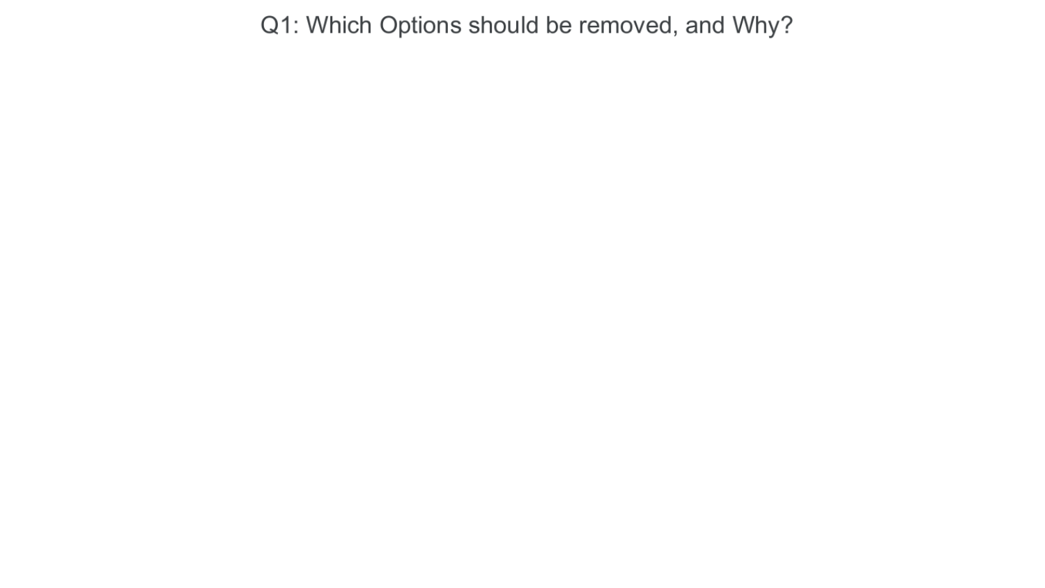# Q1: Which Options should be removed, and Why?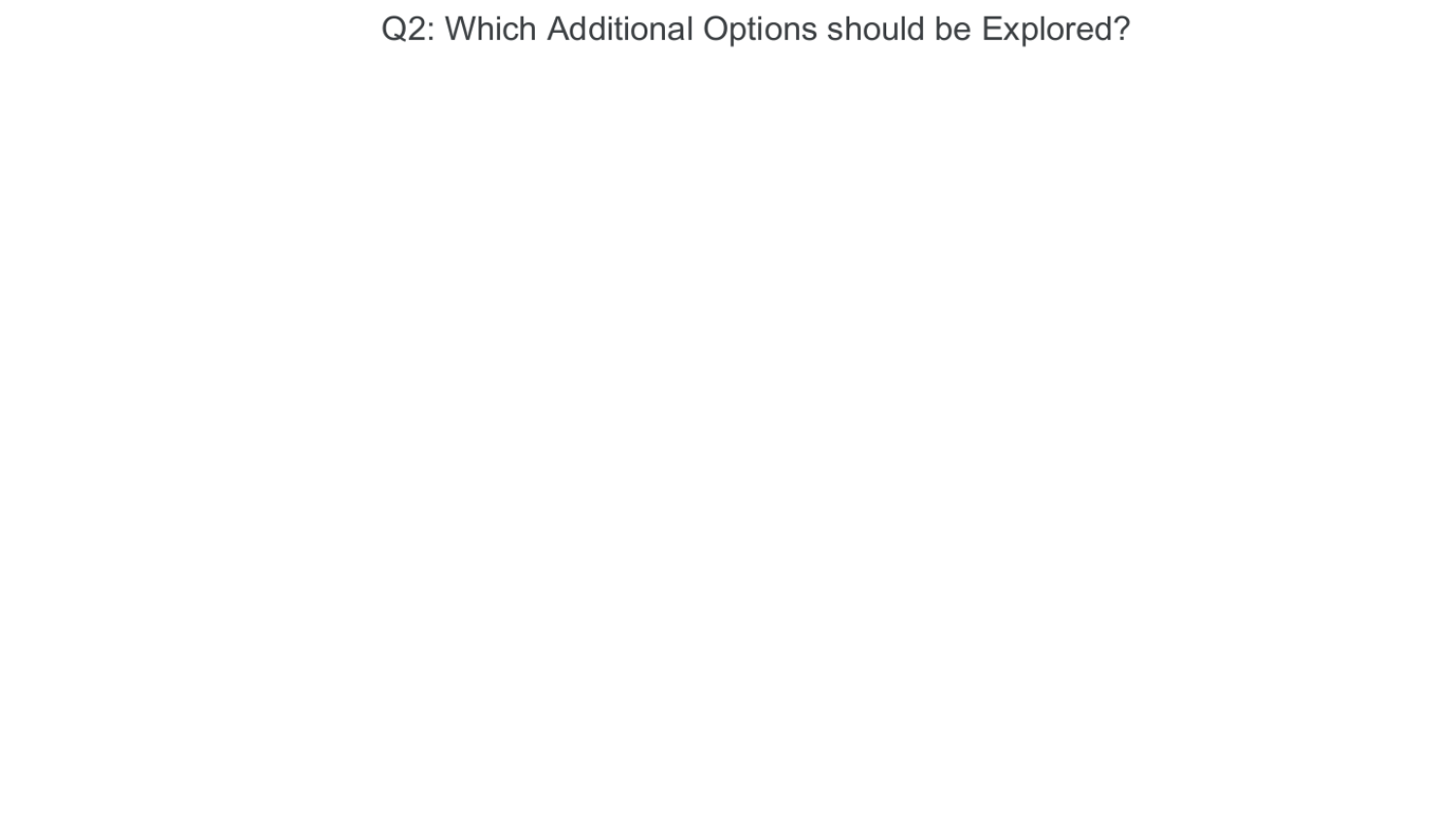# Q2: Which Additional Options should be Explored?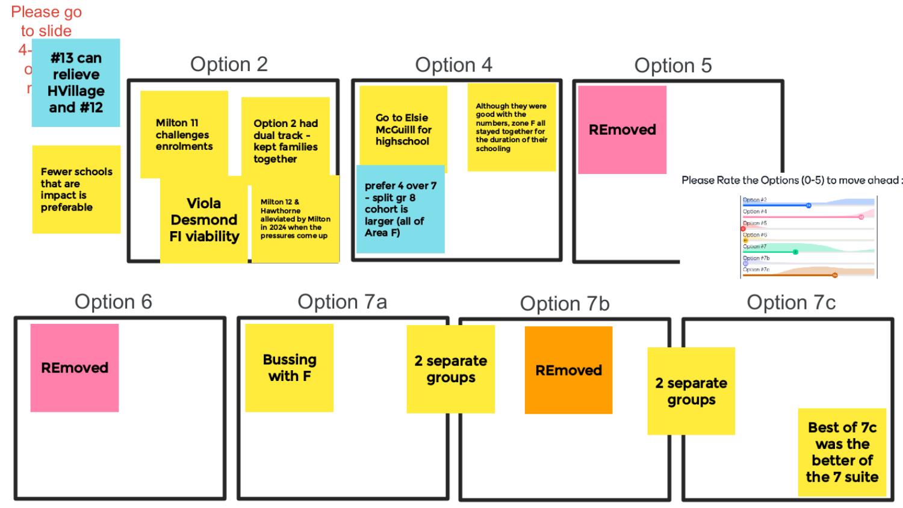Please go to slide 4-

#13 can relieve HVillage and #12

Fewer schools that are impact is preferable

## Option 2

Milton 11 challenges enrolments

Option 2 had dual track - kept families together

Viola Desmond FI viability

Milton 12 & Hawthorne alleviated by Milton in 2024 when the pressures come up

## Option 4

Go to Elsie McGuilll for highschool

Although they were good with the numbers, zone F all stayed together for the duration of their schooling

prefer 4 over 7 - split gr 8 cohort is larger (all of Area F)

## Option 5

REmoved

Please Rate the Options (0-5) to move ahead :

Option #2

Option #4

Option #5

Option #6

Option #7

Option #7b

Option #7c

## Option 6

REmoved

## Option 7a

Bussing with F

2 separate groups

## Option 7b

REmoved

## Option 7c

2 separate groups

Best of 7c was the better of the 7 suite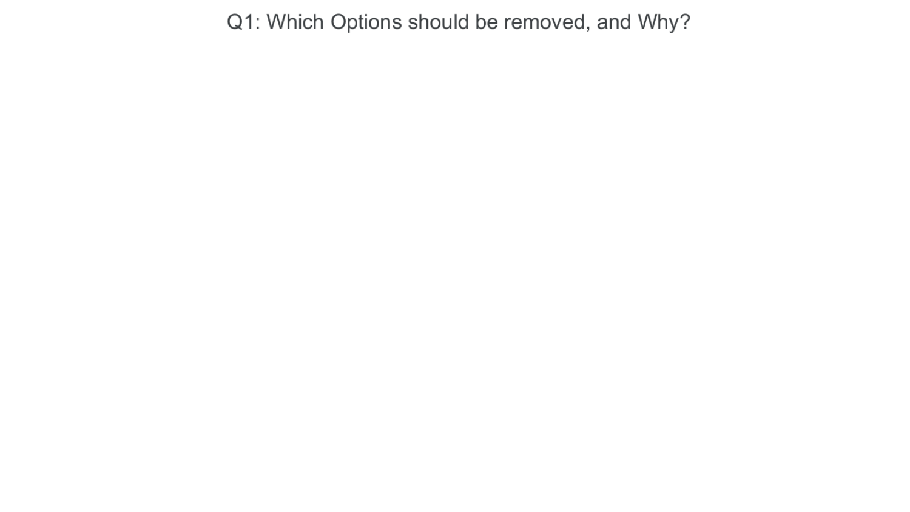# Q1: Which Options should be removed, and Why?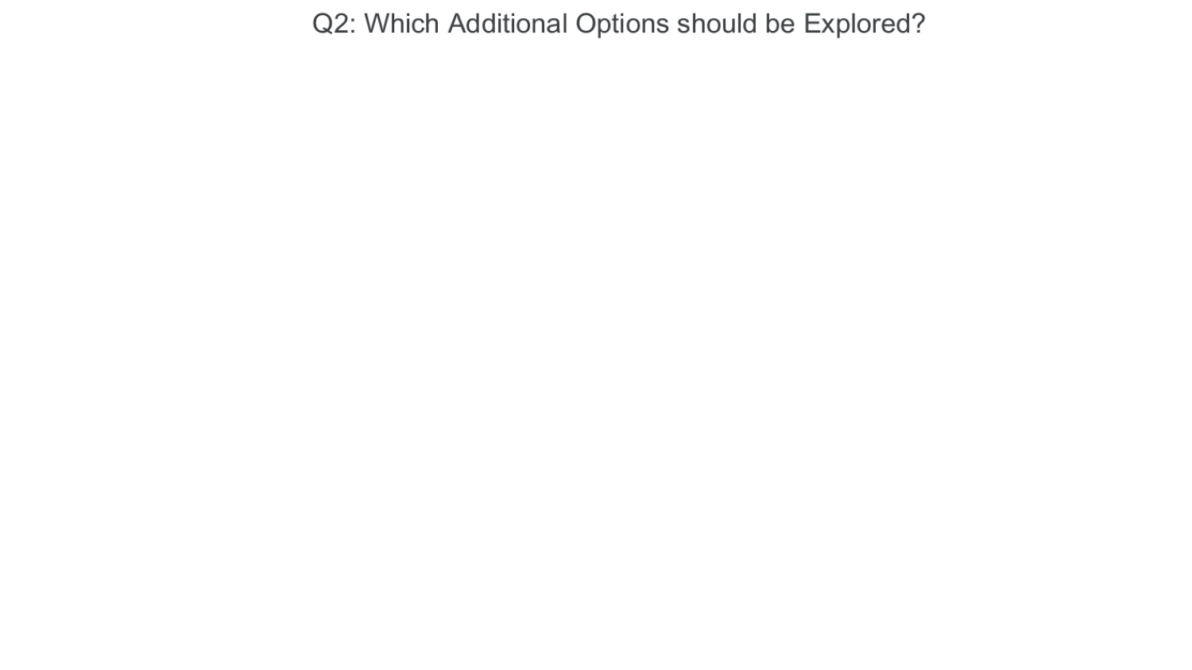# Q2: Which Additional Options should be Explored?